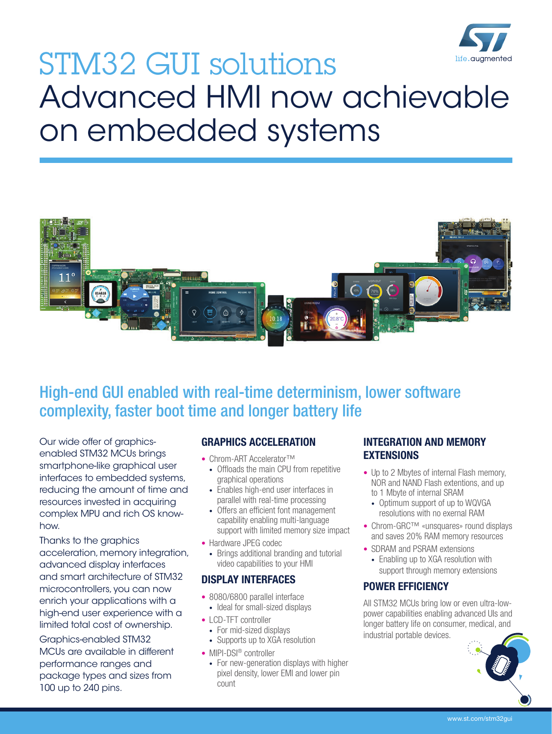# STM32 GUI solutions

# Advanced HMI now achievable on embedded systems

## High-end GUI enabled with real-time determinism, lower software complexity, faster boot time and longer battery life

Our wide offer of graphics-enabled STM32 MCUs brings smartphone-like graphical user interfaces to embedded systems, reducing the amount of time and resources invested in acquiring complex MPU and rich OS know-how.

Thanks to the graphics acceleration, memory integration, advanced display interfaces and smart architecture of STM32 microcontrollers, you can now enrich your applications with a high-end user experience with a limited total cost of ownership.

Graphics-enabled STM32 MCUs are available in different performance ranges and package types and sizes from 100 up to 240 pins.

### GRAPHICS ACCELERATION

- Chrom-ART Accelerator™
  - Offloads the main CPU from repetitive graphical operations
  - Enables high-end user interfaces in parallel with real-time processing
  - Offers an efficient font management capability enabling multi-language support with limited memory size impact
- Hardware JPEG codec
  - Brings additional branding and tutorial video capabilities to your HMI

### DISPLAY INTERFACES

- 8080/6800 parallel interface
  - Ideal for small-sized displays
- LCD-TFT controller
  - For mid-sized displays
  - Supports up to XGA resolution
- MIPI-DSI® controller
  - For new-generation displays with higher pixel density, lower EMI and lower pin count

### INTEGRATION AND MEMORY EXTENSIONS

- Up to 2 Mbytes of internal Flash memory, NOR and NAND Flash extentions, and up to 1 Mbyte of internal SRAM
  - Optimum support of up to WQVGA resolutions with no exernal RAM
- Chrom-GRC™ «unsquares» round displays and saves 20% RAM memory resources
- SDRAM and PSRAM extensions
  - Enabling up to XGA resolution with support through memory extensions

### POWER EFFICIENCY

All STM32 MCUs bring low or even ultra-low-power capabilities enabling advanced UIs and longer battery life on consumer, medical, and industrial portable devices.

www.st.com/stm32gui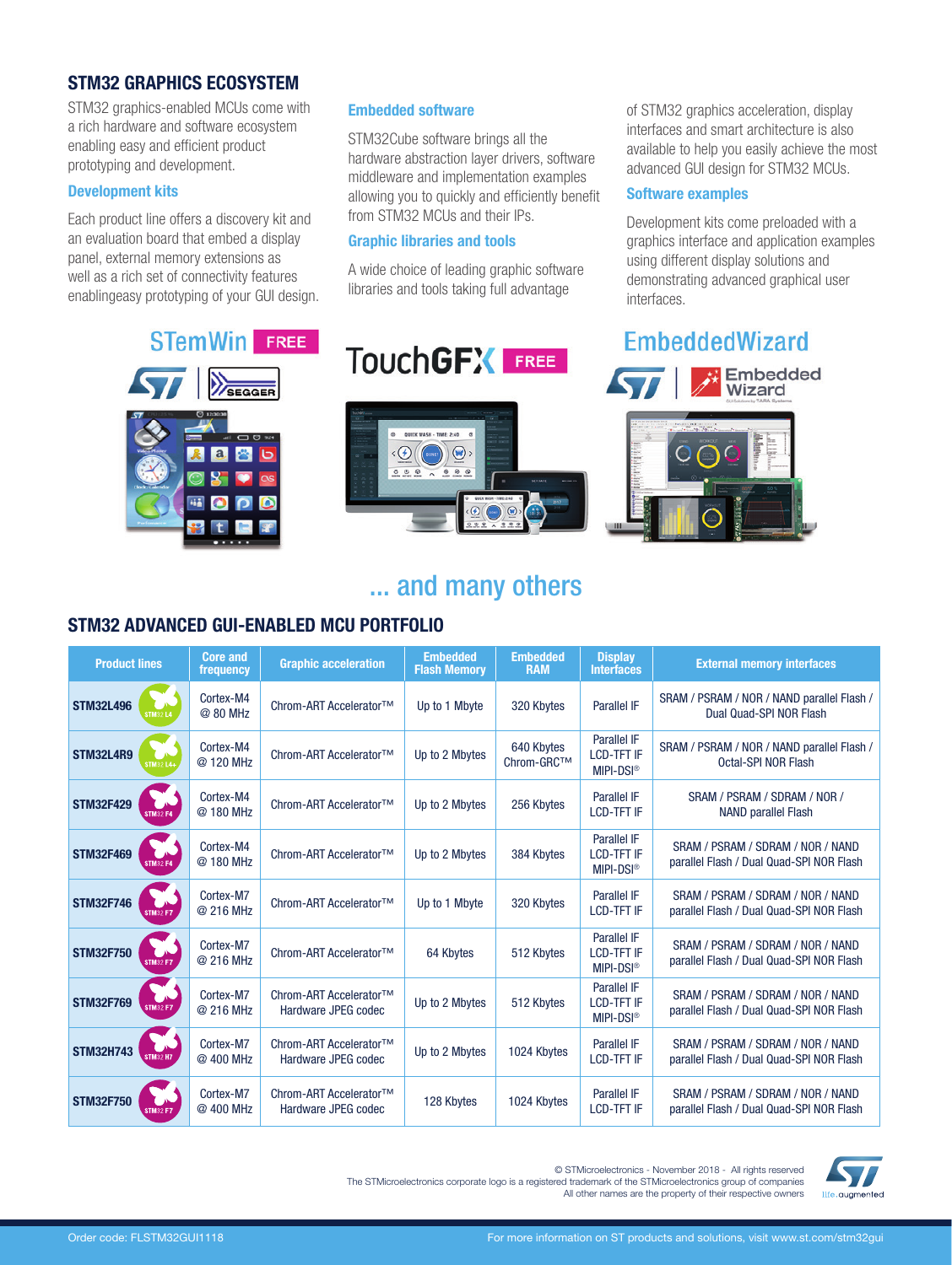## STM32 GRAPHICS ECOSYSTEM

STM32 graphics-enabled MCUs come with a rich hardware and software ecosystem enabling easy and efficient product prototyping and development.

### Development kits

Each product line offers a discovery kit and an evaluation board that embed a display panel, external memory extensions as well as a rich set of connectivity features enablingeasy prototyping of your GUI design.

### Embedded software

STM32Cube software brings all the hardware abstraction layer drivers, software middleware and implementation examples allowing you to quickly and efficiently benefit from STM32 MCUs and their IPs.

### Graphic libraries and tools

A wide choice of leading graphic software libraries and tools taking full advantage of STM32 graphics acceleration, display interfaces and smart architecture is also available to help you easily achieve the most advanced GUI design for STM32 MCUs.

### Software examples

Development kits come preloaded with a graphics interface and application examples using different display solutions and demonstrating advanced graphical user interfaces.

STemWin FREE

TouchGFX FREE

EmbeddedWizard

... and many others

## STM32 ADVANCED GUI-ENABLED MCU PORTFOLIO

| Product lines | Core and frequency | Graphic acceleration | Embedded Flash Memory | Embedded RAM | Display Interfaces | External memory interfaces |
|---|---|---|---|---|---|---|
| STM32L496 | Cortex-M4 @ 80 MHz | Chrom-ART Accelerator™ | Up to 1 Mbyte | 320 Kbytes | Parallel IF | SRAM / PSRAM / NOR / NAND parallel Flash / Dual Quad-SPI NOR Flash |
| STM32L4R9 | Cortex-M4 @ 120 MHz | Chrom-ART Accelerator™ | Up to 2 Mbytes | 640 Kbytes Chrom-GRC™ | Parallel IF LCD-TFT IF MIPI-DSI® | SRAM / PSRAM / NOR / NAND parallel Flash / Octal-SPI NOR Flash |
| STM32F429 | Cortex-M4 @ 180 MHz | Chrom-ART Accelerator™ | Up to 2 Mbytes | 256 Kbytes | Parallel IF LCD-TFT IF | SRAM / PSRAM / SDRAM / NOR / NAND parallel Flash |
| STM32F469 | Cortex-M4 @ 180 MHz | Chrom-ART Accelerator™ | Up to 2 Mbytes | 384 Kbytes | Parallel IF LCD-TFT IF MIPI-DSI® | SRAM / PSRAM / SDRAM / NOR / NAND parallel Flash / Dual Quad-SPI NOR Flash |
| STM32F746 | Cortex-M7 @ 216 MHz | Chrom-ART Accelerator™ | Up to 1 Mbyte | 320 Kbytes | Parallel IF LCD-TFT IF | SRAM / PSRAM / SDRAM / NOR / NAND parallel Flash / Dual Quad-SPI NOR Flash |
| STM32F750 | Cortex-M7 @ 216 MHz | Chrom-ART Accelerator™ | 64 Kbytes | 512 Kbytes | Parallel IF LCD-TFT IF MIPI-DSI® | SRAM / PSRAM / SDRAM / NOR / NAND parallel Flash / Dual Quad-SPI NOR Flash |
| STM32F769 | Cortex-M7 @ 216 MHz | Chrom-ART Accelerator™ Hardware JPEG codec | Up to 2 Mbytes | 512 Kbytes | Parallel IF LCD-TFT IF MIPI-DSI® | SRAM / PSRAM / SDRAM / NOR / NAND parallel Flash / Dual Quad-SPI NOR Flash |
| STM32H743 | Cortex-M7 @ 400 MHz | Chrom-ART Accelerator™ Hardware JPEG codec | Up to 2 Mbytes | 1024 Kbytes | Parallel IF LCD-TFT IF | SRAM / PSRAM / SDRAM / NOR / NAND parallel Flash / Dual Quad-SPI NOR Flash |
| STM32F750 | Cortex-M7 @ 400 MHz | Chrom-ART Accelerator™ Hardware JPEG codec | 128 Kbytes | 1024 Kbytes | Parallel IF LCD-TFT IF | SRAM / PSRAM / SDRAM / NOR / NAND parallel Flash / Dual Quad-SPI NOR Flash |

© STMicroelectronics - November 2018 - All rights reserved
The STMicroelectronics corporate logo is a registered trademark of the STMicroelectronics group of companies
All other names are the property of their respective owners

Order code: FLSTM32GUI1118

For more information on ST products and solutions, visit www.st.com/stm32gui